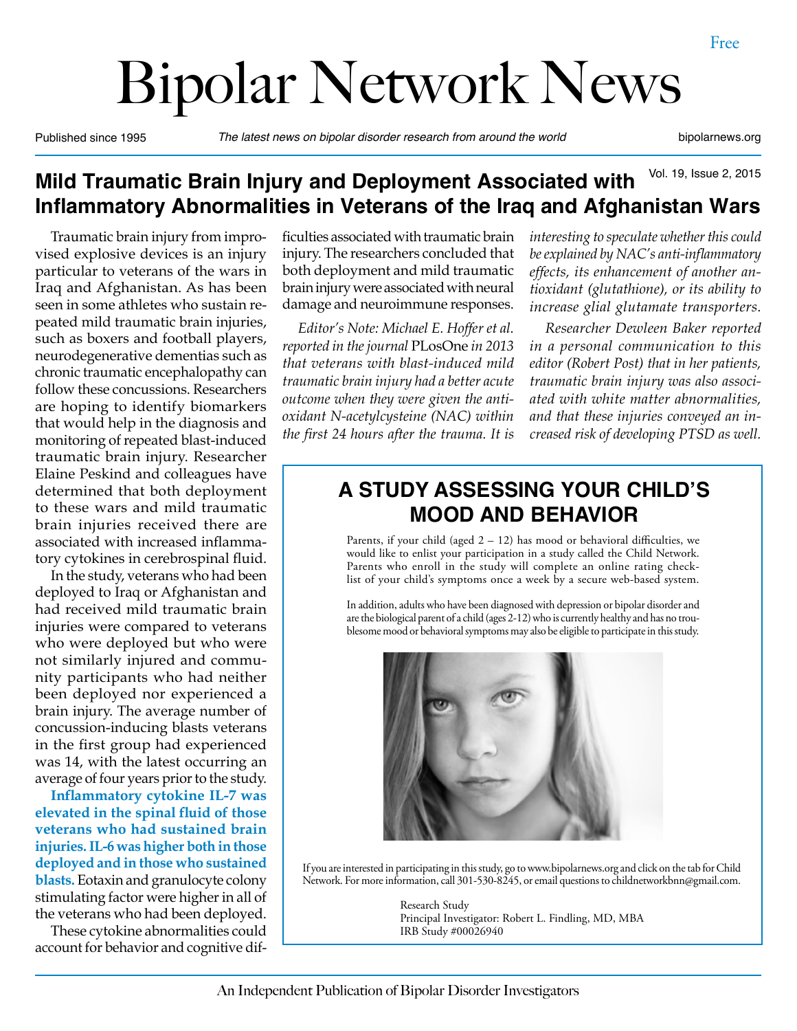Free

# Bipolar Network News

Published since 1995 — *The latest news on bipolar disorder research from around the world* — bipolarnews.org

Vol. 19, Issue 2, 2015

## Mild Traumatic Brain Injury and Deployment Associated with Inflammatory Abnormalities in Veterans of the Iraq and Afghanistan Wars

Traumatic brain injury from improvised explosive devices is an injury particular to veterans of the wars in Iraq and Afghanistan. As has been seen in some athletes who sustain repeated mild traumatic brain injuries, such as boxers and football players, neurodegenerative dementias such as chronic traumatic encephalopathy can follow these concussions. Researchers are hoping to identify biomarkers that would help in the diagnosis and monitoring of repeated blast-induced traumatic brain injury. Researcher Elaine Peskind and colleagues have determined that both deployment to these wars and mild traumatic brain injuries received there are associated with increased inflammatory cytokines in cerebrospinal fluid.

In the study, veterans who had been deployed to Iraq or Afghanistan and had received mild traumatic brain injuries were compared to veterans who were deployed but who were not similarly injured and community participants who had neither been deployed nor experienced a brain injury. The average number of concussion-inducing blasts veterans in the first group had experienced was 14, with the latest occurring an average of four years prior to the study.

**Inflammatory cytokine IL-7 was elevated in the spinal fluid of those veterans who had sustained brain injuries. IL-6 was higher both in those deployed and in those who sustained blasts.** Eotaxin and granulocyte colony stimulating factor were higher in all of the veterans who had been deployed.

These cytokine abnormalities could account for behavior and cognitive difficulties associated with traumatic brain injury. The researchers concluded that both deployment and mild traumatic brain injury were associated with neural damage and neuroimmune responses.

*Editor's Note: Michael E. Hoffer et al. reported in the journal* PLosOne *in 2013 that veterans with blast-induced mild traumatic brain injury had a better acute outcome when they were given the antioxidant N-acetylcysteine (NAC) within the first 24 hours after the trauma. It is interesting to speculate whether this could be explained by NAC's anti-inflammatory effects, its enhancement of another antioxidant (glutathione), or its ability to increase glial glutamate transporters.*

*Researcher Dewleen Baker reported in a personal communication to this editor (Robert Post) that in her patients, traumatic brain injury was also associated with white matter abnormalities, and that these injuries conveyed an increased risk of developing PTSD as well.*

## A STUDY ASSESSING YOUR CHILD'S MOOD AND BEHAVIOR

Parents, if your child (aged 2 – 12) has mood or behavioral difficulties, we would like to enlist your participation in a study called the Child Network. Parents who enroll in the study will complete an online rating checklist of your child's symptoms once a week by a secure web-based system.

In addition, adults who have been diagnosed with depression or bipolar disorder and are the biological parent of a child (ages 2-12) who is currently healthy and has no troublesome mood or behavioral symptoms may also be eligible to participate in this study.

If you are interested in participating in this study, go to www.bipolarnews.org and click on the tab for Child Network. For more information, call 301-530-8245, or email questions to childnetworkbnn@gmail.com.

Research Study
Principal Investigator: Robert L. Findling, MD, MBA
IRB Study #00026940

An Independent Publication of Bipolar Disorder Investigators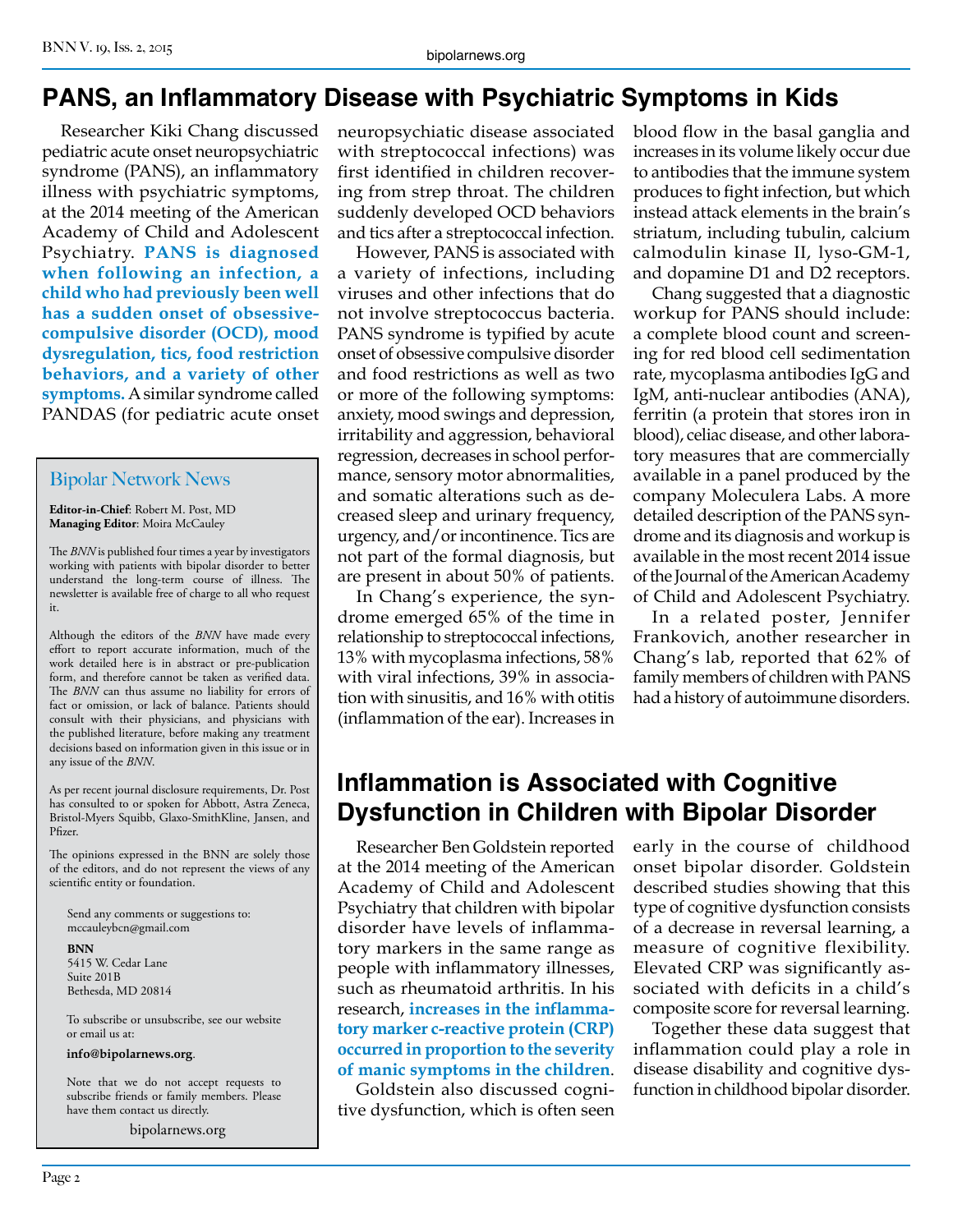# PANS, an Inflammatory Disease with Psychiatric Symptoms in Kids

Researcher Kiki Chang discussed pediatric acute onset neuropsychiatric syndrome (PANS), an inflammatory illness with psychiatric symptoms, at the 2014 meeting of the American Academy of Child and Adolescent Psychiatry. **PANS is diagnosed when following an infection, a child who had previously been well has a sudden onset of obsessive-compulsive disorder (OCD), mood dysregulation, tics, food restriction behaviors, and a variety of other symptoms.** A similar syndrome called PANDAS (for pediatric acute onset neuropsychiatic disease associated with streptococcal infections) was first identified in children recovering from strep throat. The children suddenly developed OCD behaviors and tics after a streptococcal infection.

However, PANS is associated with a variety of infections, including viruses and other infections that do not involve streptococcus bacteria. PANS syndrome is typified by acute onset of obsessive compulsive disorder and food restrictions as well as two or more of the following symptoms: anxiety, mood swings and depression, irritability and aggression, behavioral regression, decreases in school performance, sensory motor abnormalities, and somatic alterations such as decreased sleep and urinary frequency, urgency, and/or incontinence. Tics are not part of the formal diagnosis, but are present in about 50% of patients.

In Chang's experience, the syndrome emerged 65% of the time in relationship to streptococcal infections, 13% with mycoplasma infections, 58% with viral infections, 39% in association with sinusitis, and 16% with otitis (inflammation of the ear). Increases in blood flow in the basal ganglia and increases in its volume likely occur due to antibodies that the immune system produces to fight infection, but which instead attack elements in the brain's striatum, including tubulin, calcium calmodulin kinase II, lyso-GM-1, and dopamine D1 and D2 receptors.

Chang suggested that a diagnostic workup for PANS should include: a complete blood count and screening for red blood cell sedimentation rate, mycoplasma antibodies IgG and IgM, anti-nuclear antibodies (ANA), ferritin (a protein that stores iron in blood), celiac disease, and other laboratory measures that are commercially available in a panel produced by the company Moleculera Labs. A more detailed description of the PANS syndrome and its diagnosis and workup is available in the most recent 2014 issue of the Journal of the American Academy of Child and Adolescent Psychiatry.

In a related poster, Jennifer Frankovich, another researcher in Chang's lab, reported that 62% of family members of children with PANS had a history of autoimmune disorders.

## Bipolar Network News

**Editor-in-Chief**: Robert M. Post, MD
**Managing Editor**: Moira McCauley

The *BNN* is published four times a year by investigators working with patients with bipolar disorder to better understand the long-term course of illness. The newsletter is available free of charge to all who request it.

Although the editors of the *BNN* have made every effort to report accurate information, much of the work detailed here is in abstract or pre-publication form, and therefore cannot be taken as verified data. The *BNN* can thus assume no liability for errors of fact or omission, or lack of balance. Patients should consult with their physicians, and physicians with the published literature, before making any treatment decisions based on information given in this issue or in any issue of the *BNN*.

As per recent journal disclosure requirements, Dr. Post has consulted to or spoken for Abbott, Astra Zeneca, Bristol-Myers Squibb, Glaxo-SmithKline, Jansen, and Pfizer.

The opinions expressed in the BNN are solely those of the editors, and do not represent the views of any scientific entity or foundation.

Send any comments or suggestions to:
mccauleybcn@gmail.com

**BNN**
5415 W. Cedar Lane
Suite 201B
Bethesda, MD 20814

To subscribe or unsubscribe, see our website or email us at:

**info@bipolarnews.org**.

Note that we do not accept requests to subscribe friends or family members. Please have them contact us directly.

bipolarnews.org

# Inflammation is Associated with Cognitive Dysfunction in Children with Bipolar Disorder

Researcher Ben Goldstein reported at the 2014 meeting of the American Academy of Child and Adolescent Psychiatry that children with bipolar disorder have levels of inflammatory markers in the same range as people with inflammatory illnesses, such as rheumatoid arthritis. In his research, **increases in the inflammatory marker c-reactive protein (CRP) occurred in proportion to the severity of manic symptoms in the children**.

Goldstein also discussed cognitive dysfunction, which is often seen early in the course of childhood onset bipolar disorder. Goldstein described studies showing that this type of cognitive dysfunction consists of a decrease in reversal learning, a measure of cognitive flexibility. Elevated CRP was significantly associated with deficits in a child's composite score for reversal learning.

Together these data suggest that inflammation could play a role in disease disability and cognitive dysfunction in childhood bipolar disorder.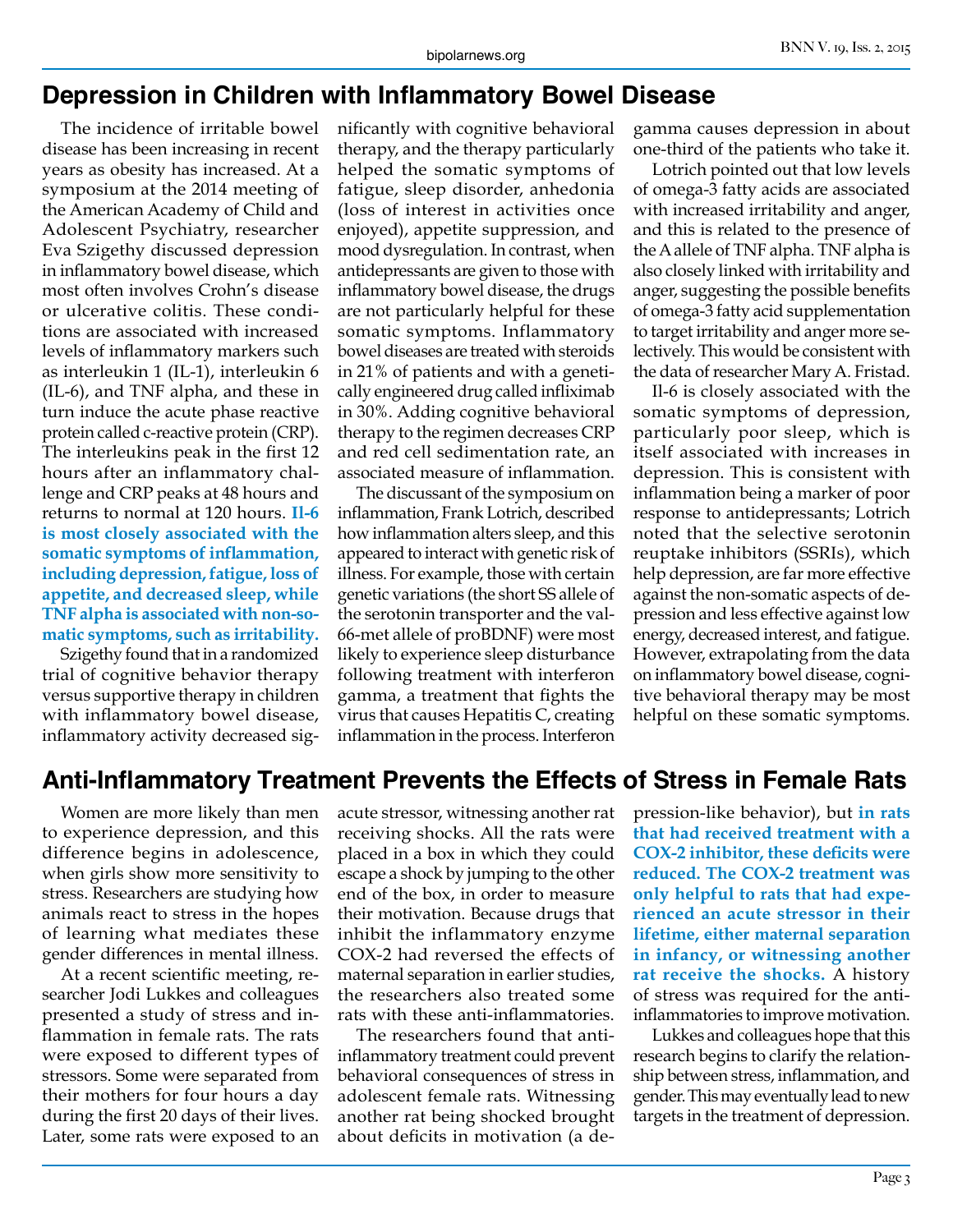## Depression in Children with Inflammatory Bowel Disease

The incidence of irritable bowel disease has been increasing in recent years as obesity has increased. At a symposium at the 2014 meeting of the American Academy of Child and Adolescent Psychiatry, researcher Eva Szigethy discussed depression in inflammatory bowel disease, which most often involves Crohn's disease or ulcerative colitis. These conditions are associated with increased levels of inflammatory markers such as interleukin 1 (IL-1), interleukin 6 (IL-6), and TNF alpha, and these in turn induce the acute phase reactive protein called c-reactive protein (CRP). The interleukins peak in the first 12 hours after an inflammatory challenge and CRP peaks at 48 hours and returns to normal at 120 hours. **Il-6 is most closely associated with the somatic symptoms of inflammation, including depression, fatigue, loss of appetite, and decreased sleep, while TNF alpha is associated with non-somatic symptoms, such as irritability.**

Szigethy found that in a randomized trial of cognitive behavior therapy versus supportive therapy in children with inflammatory bowel disease, inflammatory activity decreased significantly with cognitive behavioral therapy, and the therapy particularly helped the somatic symptoms of fatigue, sleep disorder, anhedonia (loss of interest in activities once enjoyed), appetite suppression, and mood dysregulation. In contrast, when antidepressants are given to those with inflammatory bowel disease, the drugs are not particularly helpful for these somatic symptoms. Inflammatory bowel diseases are treated with steroids in 21% of patients and with a genetically engineered drug called infliximab in 30%. Adding cognitive behavioral therapy to the regimen decreases CRP and red cell sedimentation rate, an associated measure of inflammation.

The discussant of the symposium on inflammation, Frank Lotrich, described how inflammation alters sleep, and this appeared to interact with genetic risk of illness. For example, those with certain genetic variations (the short SS allele of the serotonin transporter and the val-66-met allele of proBDNF) were most likely to experience sleep disturbance following treatment with interferon gamma, a treatment that fights the virus that causes Hepatitis C, creating inflammation in the process. Interferon gamma causes depression in about one-third of the patients who take it.

Lotrich pointed out that low levels of omega-3 fatty acids are associated with increased irritability and anger, and this is related to the presence of the A allele of TNF alpha. TNF alpha is also closely linked with irritability and anger, suggesting the possible benefits of omega-3 fatty acid supplementation to target irritability and anger more selectively. This would be consistent with the data of researcher Mary A. Fristad.

Il-6 is closely associated with the somatic symptoms of depression, particularly poor sleep, which is itself associated with increases in depression. This is consistent with inflammation being a marker of poor response to antidepressants; Lotrich noted that the selective serotonin reuptake inhibitors (SSRIs), which help depression, are far more effective against the non-somatic aspects of depression and less effective against low energy, decreased interest, and fatigue. However, extrapolating from the data on inflammatory bowel disease, cognitive behavioral therapy may be most helpful on these somatic symptoms.

## Anti-Inflammatory Treatment Prevents the Effects of Stress in Female Rats

Women are more likely than men to experience depression, and this difference begins in adolescence, when girls show more sensitivity to stress. Researchers are studying how animals react to stress in the hopes of learning what mediates these gender differences in mental illness.

At a recent scientific meeting, researcher Jodi Lukkes and colleagues presented a study of stress and inflammation in female rats. The rats were exposed to different types of stressors. Some were separated from their mothers for four hours a day during the first 20 days of their lives. Later, some rats were exposed to an acute stressor, witnessing another rat receiving shocks. All the rats were placed in a box in which they could escape a shock by jumping to the other end of the box, in order to measure their motivation. Because drugs that inhibit the inflammatory enzyme COX-2 had reversed the effects of maternal separation in earlier studies, the researchers also treated some rats with these anti-inflammatories.

The researchers found that anti-inflammatory treatment could prevent behavioral consequences of stress in adolescent female rats. Witnessing another rat being shocked brought about deficits in motivation (a depression-like behavior), but **in rats that had received treatment with a COX-2 inhibitor, these deficits were reduced. The COX-2 treatment was only helpful to rats that had experienced an acute stressor in their lifetime, either maternal separation in infancy, or witnessing another rat receive the shocks.** A history of stress was required for the anti-inflammatories to improve motivation.

Lukkes and colleagues hope that this research begins to clarify the relationship between stress, inflammation, and gender. This may eventually lead to new targets in the treatment of depression.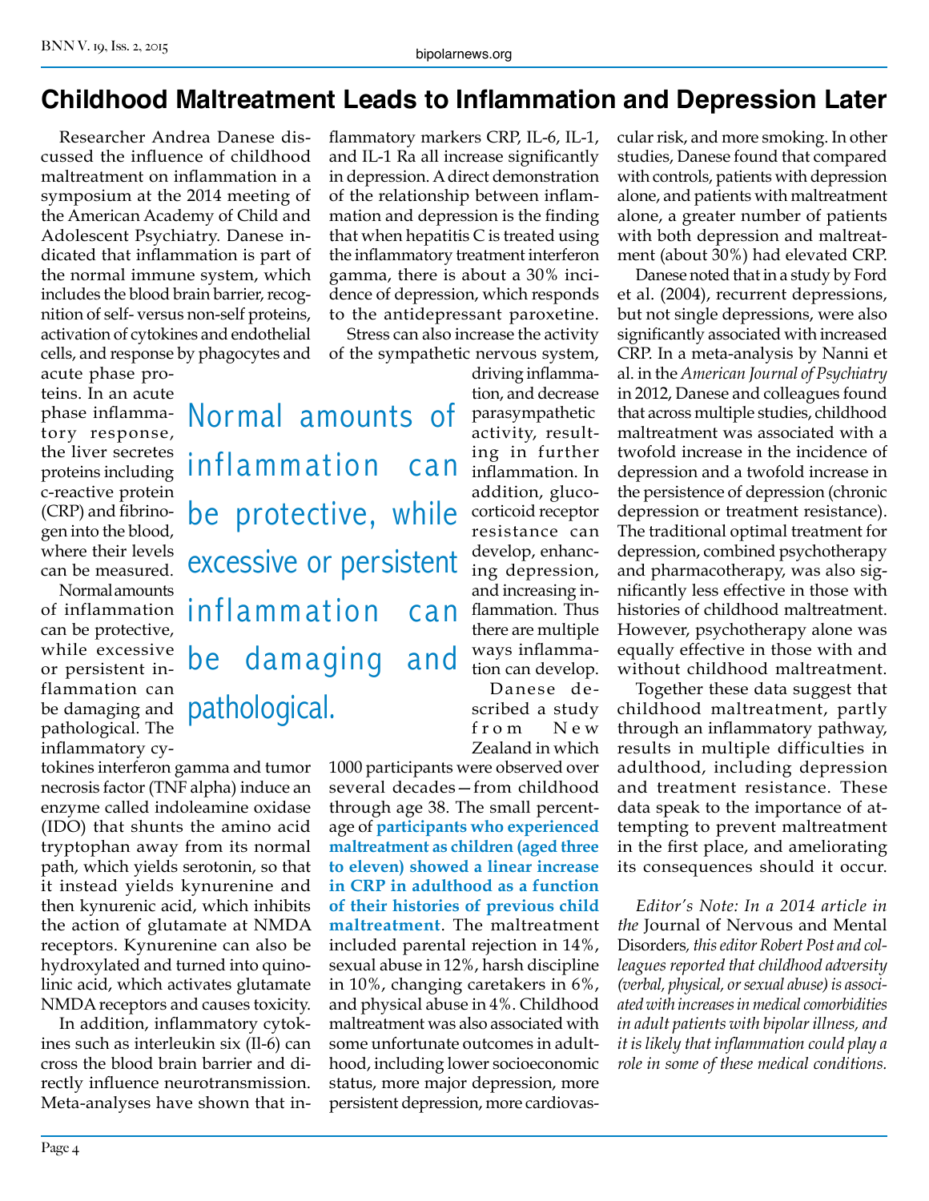# Childhood Maltreatment Leads to Inflammation and Depression Later

Researcher Andrea Danese discussed the influence of childhood maltreatment on inflammation in a symposium at the 2014 meeting of the American Academy of Child and Adolescent Psychiatry. Danese indicated that inflammation is part of the normal immune system, which includes the blood brain barrier, recognition of self- versus non-self proteins, activation of cytokines and endothelial cells, and response by phagocytes and acute phase proteins. In an acute phase inflammatory response, the liver secretes proteins including c-reactive protein (CRP) and fibrinogen into the blood, where their levels can be measured.

Normal amounts of inflammation can be protective, while excessive or persistent inflammation can be damaging and pathological. The inflammatory cytokines interferon gamma and tumor necrosis factor (TNF alpha) induce an enzyme called indoleamine oxidase (IDO) that shunts the amino acid tryptophan away from its normal path, which yields serotonin, so that it instead yields kynurenine and then kynurenic acid, which inhibits the action of glutamate at NMDA receptors. Kynurenine can also be hydroxylated and turned into quinolinic acid, which activates glutamate NMDA receptors and causes toxicity.

In addition, inflammatory cytokines such as interleukin six (Il-6) can cross the blood brain barrier and directly influence neurotransmission. Meta-analyses have shown that inflammatory markers CRP, IL-6, IL-1, and IL-1 Ra all increase significantly in depression. A direct demonstration of the relationship between inflammation and depression is the finding that when hepatitis C is treated using the inflammatory treatment interferon gamma, there is about a 30% incidence of depression, which responds to the antidepressant paroxetine.

Stress can also increase the activity of the sympathetic nervous system, driving inflammation, and decrease parasympathetic activity, resulting in further inflammation. In addition, glucocorticoid receptor resistance can develop, enhancing depression, and increasing inflammation. Thus there are multiple ways inflammation can develop.

> Normal amounts of inflammation can be protective, while excessive or persistent inflammation can be damaging and pathological.

Danese described a study from New Zealand in which 1000 participants were observed over several decades—from childhood through age 38. The small percentage of **participants who experienced maltreatment as children (aged three to eleven) showed a linear increase in CRP in adulthood as a function of their histories of previous child maltreatment**. The maltreatment included parental rejection in 14%, sexual abuse in 12%, harsh discipline in 10%, changing caretakers in 6%, and physical abuse in 4%. Childhood maltreatment was also associated with some unfortunate outcomes in adulthood, including lower socioeconomic status, more major depression, more persistent depression, more cardiovascular risk, and more smoking. In other studies, Danese found that compared with controls, patients with depression alone, and patients with maltreatment alone, a greater number of patients with both depression and maltreatment (about 30%) had elevated CRP.

Danese noted that in a study by Ford et al. (2004), recurrent depressions, but not single depressions, were also significantly associated with increased CRP. In a meta-analysis by Nanni et al. in the *American Journal of Psychiatry* in 2012, Danese and colleagues found that across multiple studies, childhood maltreatment was associated with a twofold increase in the incidence of depression and a twofold increase in the persistence of depression (chronic depression or treatment resistance). The traditional optimal treatment for depression, combined psychotherapy and pharmacotherapy, was also significantly less effective in those with histories of childhood maltreatment. However, psychotherapy alone was equally effective in those with and without childhood maltreatment.

Together these data suggest that childhood maltreatment, partly through an inflammatory pathway, results in multiple difficulties in adulthood, including depression and treatment resistance. These data speak to the importance of attempting to prevent maltreatment in the first place, and ameliorating its consequences should it occur.

*Editor's Note: In a 2014 article in the* Journal of Nervous and Mental Disorders, *this editor Robert Post and colleagues reported that childhood adversity (verbal, physical, or sexual abuse) is associated with increases in medical comorbidities in adult patients with bipolar illness, and it is likely that inflammation could play a role in some of these medical conditions.*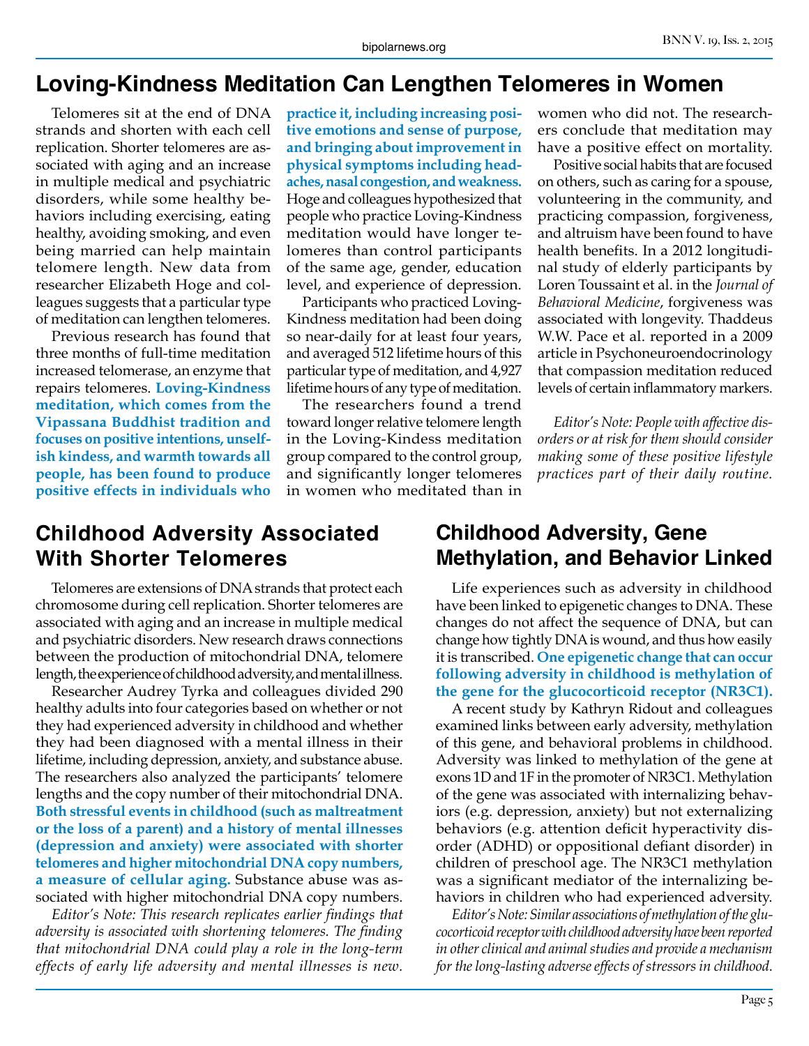# Loving-Kindness Meditation Can Lengthen Telomeres in Women

Telomeres sit at the end of DNA strands and shorten with each cell replication. Shorter telomeres are associated with aging and an increase in multiple medical and psychiatric disorders, while some healthy behaviors including exercising, eating healthy, avoiding smoking, and even being married can help maintain telomere length. New data from researcher Elizabeth Hoge and colleagues suggests that a particular type of meditation can lengthen telomeres.

Previous research has found that three months of full-time meditation increased telomerase, an enzyme that repairs telomeres. **Loving-Kindness meditation, which comes from the Vipassana Buddhist tradition and focuses on positive intentions, unselfish kindess, and warmth towards all people, has been found to produce positive effects in individuals who practice it, including increasing positive emotions and sense of purpose, and bringing about improvement in physical symptoms including headaches, nasal congestion, and weakness.** Hoge and colleagues hypothesized that people who practice Loving-Kindness meditation would have longer telomeres than control participants of the same age, gender, education level, and experience of depression.

Participants who practiced Loving-Kindness meditation had been doing so near-daily for at least four years, and averaged 512 lifetime hours of this particular type of meditation, and 4,927 lifetime hours of any type of meditation.

The researchers found a trend toward longer relative telomere length in the Loving-Kindess meditation group compared to the control group, and significantly longer telomeres in women who meditated than in women who did not. The researchers conclude that meditation may have a positive effect on mortality.

Positive social habits that are focused on others, such as caring for a spouse, volunteering in the community, and practicing compassion, forgiveness, and altruism have been found to have health benefits. In a 2012 longitudinal study of elderly participants by Loren Toussaint et al. in the *Journal of Behavioral Medicine*, forgiveness was associated with longevity. Thaddeus W.W. Pace et al. reported in a 2009 article in Psychoneuroendocrinology that compassion meditation reduced levels of certain inflammatory markers.

*Editor's Note: People with affective disorders or at risk for them should consider making some of these positive lifestyle practices part of their daily routine.*

# Childhood Adversity Associated With Shorter Telomeres

Telomeres are extensions of DNA strands that protect each chromosome during cell replication. Shorter telomeres are associated with aging and an increase in multiple medical and psychiatric disorders. New research draws connections between the production of mitochondrial DNA, telomere length, the experience of childhood adversity, and mental illness.

Researcher Audrey Tyrka and colleagues divided 290 healthy adults into four categories based on whether or not they had experienced adversity in childhood and whether they had been diagnosed with a mental illness in their lifetime, including depression, anxiety, and substance abuse. The researchers also analyzed the participants' telomere lengths and the copy number of their mitochondrial DNA. **Both stressful events in childhood (such as maltreatment or the loss of a parent) and a history of mental illnesses (depression and anxiety) were associated with shorter telomeres and higher mitochondrial DNA copy numbers, a measure of cellular aging.** Substance abuse was associated with higher mitochondrial DNA copy numbers.

*Editor's Note: This research replicates earlier findings that adversity is associated with shortening telomeres. The finding that mitochondrial DNA could play a role in the long-term effects of early life adversity and mental illnesses is new.*

# Childhood Adversity, Gene Methylation, and Behavior Linked

Life experiences such as adversity in childhood have been linked to epigenetic changes to DNA. These changes do not affect the sequence of DNA, but can change how tightly DNA is wound, and thus how easily it is transcribed. **One epigenetic change that can occur following adversity in childhood is methylation of the gene for the glucocorticoid receptor (NR3C1).**

A recent study by Kathryn Ridout and colleagues examined links between early adversity, methylation of this gene, and behavioral problems in childhood. Adversity was linked to methylation of the gene at exons 1D and 1F in the promoter of NR3C1. Methylation of the gene was associated with internalizing behaviors (e.g. depression, anxiety) but not externalizing behaviors (e.g. attention deficit hyperactivity disorder (ADHD) or oppositional defiant disorder) in children of preschool age. The NR3C1 methylation was a significant mediator of the internalizing behaviors in children who had experienced adversity.

*Editor's Note: Similar associations of methylation of the glucocorticoid receptor with childhood adversity have been reported in other clinical and animal studies and provide a mechanism for the long-lasting adverse effects of stressors in childhood.*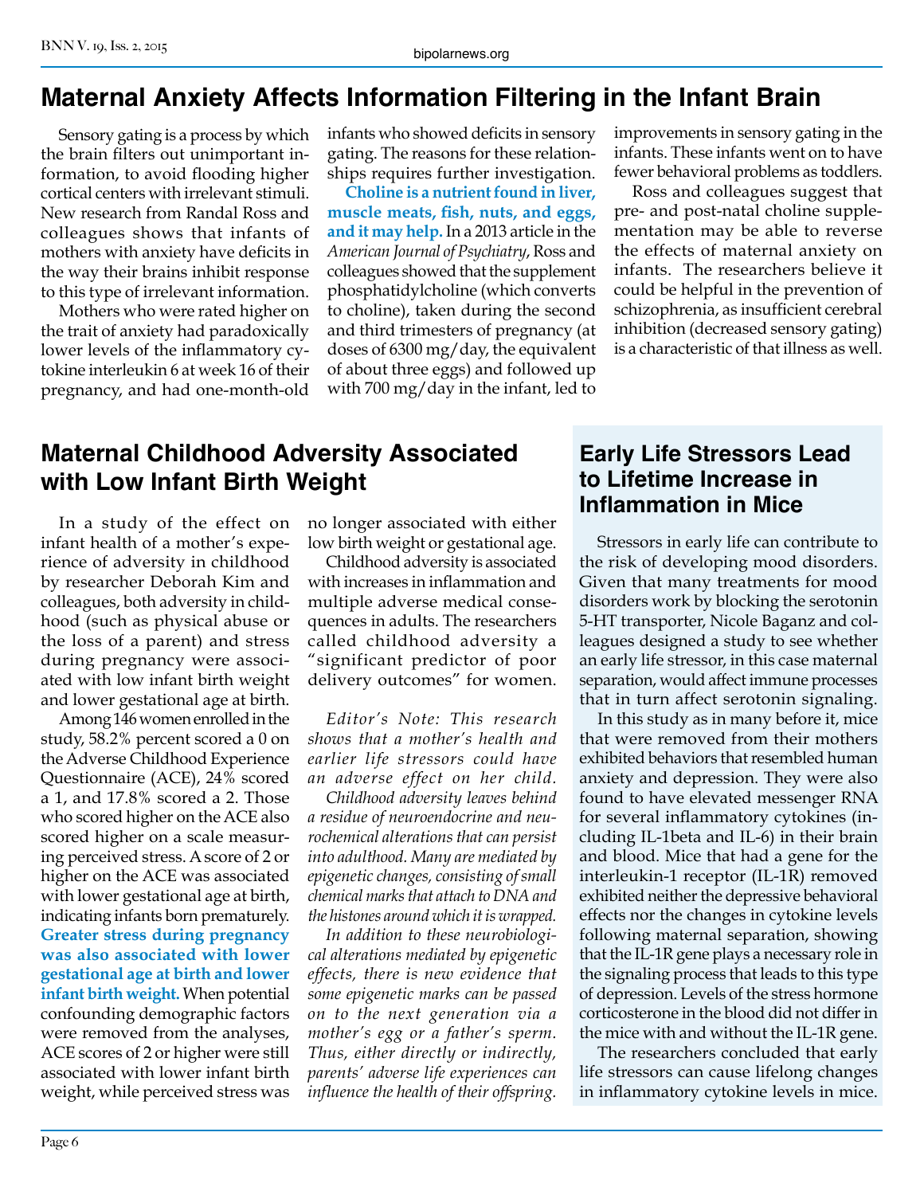# Maternal Anxiety Affects Information Filtering in the Infant Brain

Sensory gating is a process by which the brain filters out unimportant information, to avoid flooding higher cortical centers with irrelevant stimuli. New research from Randal Ross and colleagues shows that infants of mothers with anxiety have deficits in the way their brains inhibit response to this type of irrelevant information.

Mothers who were rated higher on the trait of anxiety had paradoxically lower levels of the inflammatory cytokine interleukin 6 at week 16 of their pregnancy, and had one-month-old infants who showed deficits in sensory gating. The reasons for these relationships requires further investigation.

**Choline is a nutrient found in liver, muscle meats, fish, nuts, and eggs, and it may help.** In a 2013 article in the *American Journal of Psychiatry*, Ross and colleagues showed that the supplement phosphatidylcholine (which converts to choline), taken during the second and third trimesters of pregnancy (at doses of 6300 mg/day, the equivalent of about three eggs) and followed up with 700 mg/day in the infant, led to improvements in sensory gating in the infants. These infants went on to have fewer behavioral problems as toddlers.

Ross and colleagues suggest that pre- and post-natal choline supplementation may be able to reverse the effects of maternal anxiety on infants. The researchers believe it could be helpful in the prevention of schizophrenia, as insufficient cerebral inhibition (decreased sensory gating) is a characteristic of that illness as well.

# Maternal Childhood Adversity Associated with Low Infant Birth Weight

In a study of the effect on infant health of a mother's experience of adversity in childhood by researcher Deborah Kim and colleagues, both adversity in childhood (such as physical abuse or the loss of a parent) and stress during pregnancy were associated with low infant birth weight and lower gestational age at birth.

Among 146 women enrolled in the study, 58.2% percent scored a 0 on the Adverse Childhood Experience Questionnaire (ACE), 24% scored a 1, and 17.8% scored a 2. Those who scored higher on the ACE also scored higher on a scale measuring perceived stress. A score of 2 or higher on the ACE was associated with lower gestational age at birth, indicating infants born prematurely. **Greater stress during pregnancy was also associated with lower gestational age at birth and lower infant birth weight.** When potential confounding demographic factors were removed from the analyses, ACE scores of 2 or higher were still associated with lower infant birth weight, while perceived stress was no longer associated with either low birth weight or gestational age.

Childhood adversity is associated with increases in inflammation and multiple adverse medical consequences in adults. The researchers called childhood adversity a "significant predictor of poor delivery outcomes" for women.

*Editor's Note: This research shows that a mother's health and earlier life stressors could have an adverse effect on her child.*

*Childhood adversity leaves behind a residue of neuroendocrine and neurochemical alterations that can persist into adulthood. Many are mediated by epigenetic changes, consisting of small chemical marks that attach to DNA and the histones around which it is wrapped.*

*In addition to these neurobiological alterations mediated by epigenetic effects, there is new evidence that some epigenetic marks can be passed on to the next generation via a mother's egg or a father's sperm. Thus, either directly or indirectly, parents' adverse life experiences can influence the health of their offspring.*

# Early Life Stressors Lead to Lifetime Increase in Inflammation in Mice

Stressors in early life can contribute to the risk of developing mood disorders. Given that many treatments for mood disorders work by blocking the serotonin 5-HT transporter, Nicole Baganz and colleagues designed a study to see whether an early life stressor, in this case maternal separation, would affect immune processes that in turn affect serotonin signaling.

In this study as in many before it, mice that were removed from their mothers exhibited behaviors that resembled human anxiety and depression. They were also found to have elevated messenger RNA for several inflammatory cytokines (including IL-1beta and IL-6) in their brain and blood. Mice that had a gene for the interleukin-1 receptor (IL-1R) removed exhibited neither the depressive behavioral effects nor the changes in cytokine levels following maternal separation, showing that the IL-1R gene plays a necessary role in the signaling process that leads to this type of depression. Levels of the stress hormone corticosterone in the blood did not differ in the mice with and without the IL-1R gene.

The researchers concluded that early life stressors can cause lifelong changes in inflammatory cytokine levels in mice.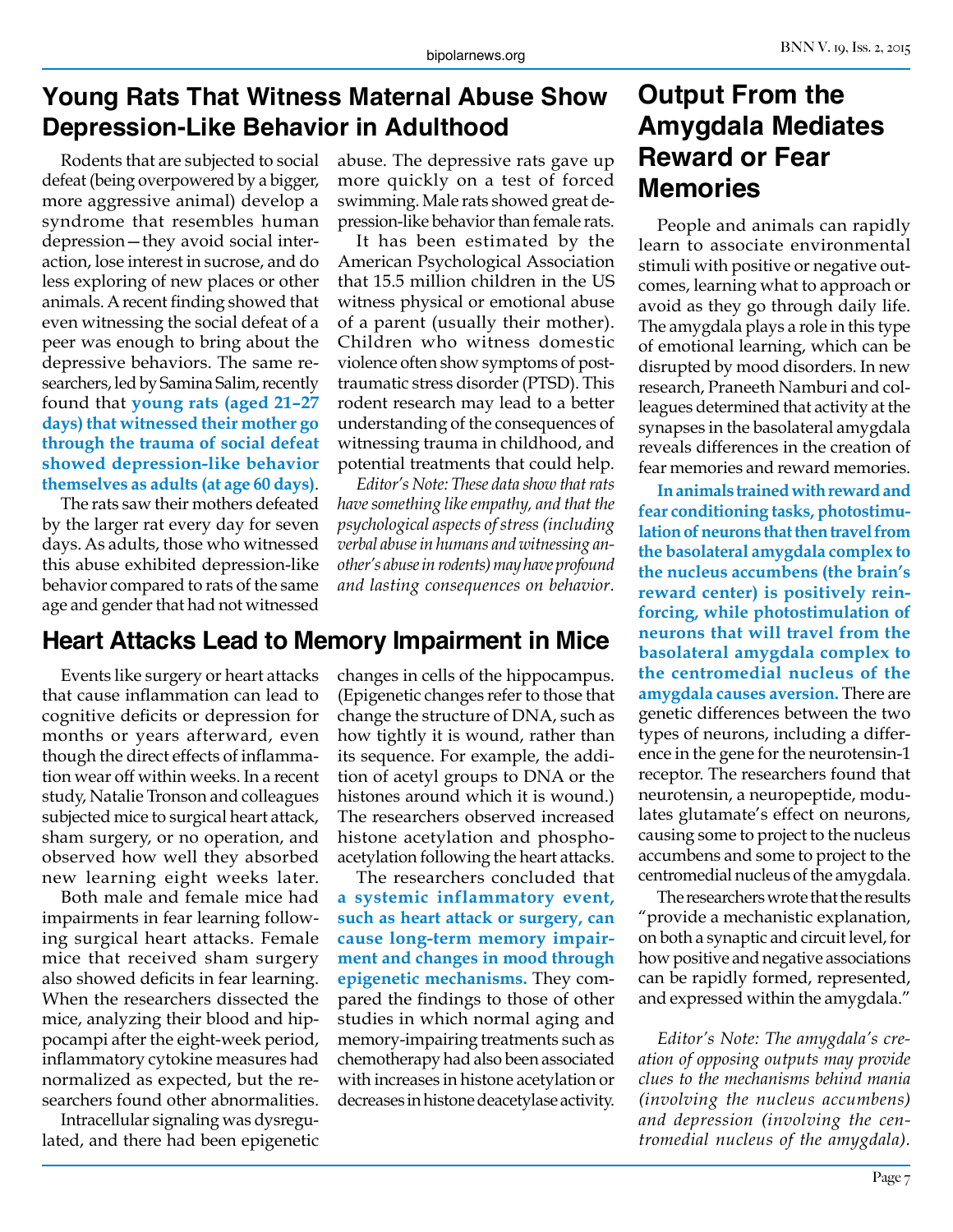## Young Rats That Witness Maternal Abuse Show Depression-Like Behavior in Adulthood

Rodents that are subjected to social defeat (being overpowered by a bigger, more aggressive animal) develop a syndrome that resembles human depression—they avoid social interaction, lose interest in sucrose, and do less exploring of new places or other animals. A recent finding showed that even witnessing the social defeat of a peer was enough to bring about the depressive behaviors. The same researchers, led by Samina Salim, recently found that **young rats (aged 21–27 days) that witnessed their mother go through the trauma of social defeat showed depression-like behavior themselves as adults (at age 60 days)**.

The rats saw their mothers defeated by the larger rat every day for seven days. As adults, those who witnessed this abuse exhibited depression-like behavior compared to rats of the same age and gender that had not witnessed abuse. The depressive rats gave up more quickly on a test of forced swimming. Male rats showed great depression-like behavior than female rats.

It has been estimated by the American Psychological Association that 15.5 million children in the US witness physical or emotional abuse of a parent (usually their mother). Children who witness domestic violence often show symptoms of post-traumatic stress disorder (PTSD). This rodent research may lead to a better understanding of the consequences of witnessing trauma in childhood, and potential treatments that could help.

*Editor's Note: These data show that rats have something like empathy, and that the psychological aspects of stress (including verbal abuse in humans and witnessing another's abuse in rodents) may have profound and lasting consequences on behavior.*

## Heart Attacks Lead to Memory Impairment in Mice

Events like surgery or heart attacks that cause inflammation can lead to cognitive deficits or depression for months or years afterward, even though the direct effects of inflammation wear off within weeks. In a recent study, Natalie Tronson and colleagues subjected mice to surgical heart attack, sham surgery, or no operation, and observed how well they absorbed new learning eight weeks later.

Both male and female mice had impairments in fear learning following surgical heart attacks. Female mice that received sham surgery also showed deficits in fear learning. When the researchers dissected the mice, analyzing their blood and hippocampi after the eight-week period, inflammatory cytokine measures had normalized as expected, but the researchers found other abnormalities.

Intracellular signaling was dysregulated, and there had been epigenetic changes in cells of the hippocampus. (Epigenetic changes refer to those that change the structure of DNA, such as how tightly it is wound, rather than its sequence. For example, the addition of acetyl groups to DNA or the histones around which it is wound.) The researchers observed increased histone acetylation and phosphoacetylation following the heart attacks.

The researchers concluded that **a systemic inflammatory event, such as heart attack or surgery, can cause long-term memory impairment and changes in mood through epigenetic mechanisms.** They compared the findings to those of other studies in which normal aging and memory-impairing treatments such as chemotherapy had also been associated with increases in histone acetylation or decreases in histone deacetylase activity.

## Output From the Amygdala Mediates Reward or Fear Memories

People and animals can rapidly learn to associate environmental stimuli with positive or negative outcomes, learning what to approach or avoid as they go through daily life. The amygdala plays a role in this type of emotional learning, which can be disrupted by mood disorders. In new research, Praneeth Namburi and colleagues determined that activity at the synapses in the basolateral amygdala reveals differences in the creation of fear memories and reward memories.

**In animals trained with reward and fear conditioning tasks, photostimulation of neurons that then travel from the basolateral amygdala complex to the nucleus accumbens (the brain's reward center) is positively reinforcing, while photostimulation of neurons that will travel from the basolateral amygdala complex to the centromedial nucleus of the amygdala causes aversion.** There are genetic differences between the two types of neurons, including a difference in the gene for the neurotensin-1 receptor. The researchers found that neurotensin, a neuropeptide, modulates glutamate's effect on neurons, causing some to project to the nucleus accumbens and some to project to the centromedial nucleus of the amygdala.

The researchers wrote that the results "provide a mechanistic explanation, on both a synaptic and circuit level, for how positive and negative associations can be rapidly formed, represented, and expressed within the amygdala."

*Editor's Note: The amygdala's creation of opposing outputs may provide clues to the mechanisms behind mania (involving the nucleus accumbens) and depression (involving the centromedial nucleus of the amygdala).*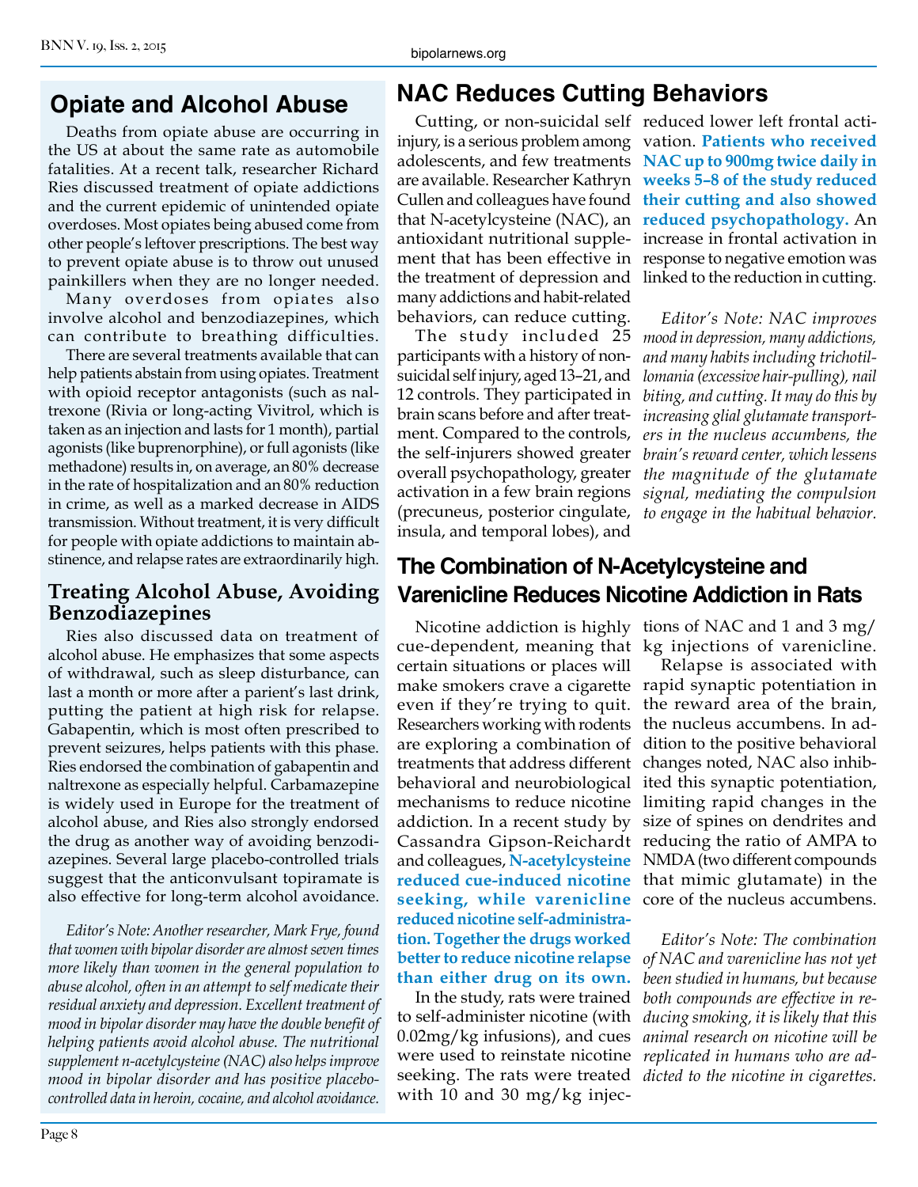## Opiate and Alcohol Abuse

Deaths from opiate abuse are occurring in the US at about the same rate as automobile fatalities. At a recent talk, researcher Richard Ries discussed treatment of opiate addictions and the current epidemic of unintended opiate overdoses. Most opiates being abused come from other people's leftover prescriptions. The best way to prevent opiate abuse is to throw out unused painkillers when they are no longer needed.

Many overdoses from opiates also involve alcohol and benzodiazepines, which can contribute to breathing difficulties.

There are several treatments available that can help patients abstain from using opiates. Treatment with opioid receptor antagonists (such as naltrexone (Rivia or long-acting Vivitrol, which is taken as an injection and lasts for 1 month), partial agonists (like buprenorphine), or full agonists (like methadone) results in, on average, an 80% decrease in the rate of hospitalization and an 80% reduction in crime, as well as a marked decrease in AIDS transmission. Without treatment, it is very difficult for people with opiate addictions to maintain abstinence, and relapse rates are extraordinarily high.

### Treating Alcohol Abuse, Avoiding Benzodiazepines

Ries also discussed data on treatment of alcohol abuse. He emphasizes that some aspects of withdrawal, such as sleep disturbance, can last a month or more after a parient's last drink, putting the patient at high risk for relapse. Gabapentin, which is most often prescribed to prevent seizures, helps patients with this phase. Ries endorsed the combination of gabapentin and naltrexone as especially helpful. Carbamazepine is widely used in Europe for the treatment of alcohol abuse, and Ries also strongly endorsed the drug as another way of avoiding benzodiazepines. Several large placebo-controlled trials suggest that the anticonvulsant topiramate is also effective for long-term alcohol avoidance.

*Editor's Note: Another researcher, Mark Frye, found that women with bipolar disorder are almost seven times more likely than women in the general population to abuse alcohol, often in an attempt to self medicate their residual anxiety and depression. Excellent treatment of mood in bipolar disorder may have the double benefit of helping patients avoid alcohol abuse. The nutritional supplement n-acetylcysteine (NAC) also helps improve mood in bipolar disorder and has positive placebo-controlled data in heroin, cocaine, and alcohol avoidance.*

## NAC Reduces Cutting Behaviors

Cutting, or non-suicidal self injury, is a serious problem among adolescents, and few treatments are available. Researcher Kathryn Cullen and colleagues have found that N-acetylcysteine (NAC), an antioxidant nutritional supplement that has been effective in the treatment of depression and many addictions and habit-related behaviors, can reduce cutting.

The study included 25 participants with a history of non-suicidal self injury, aged 13–21, and 12 controls. They participated in brain scans before and after treatment. Compared to the controls, the self-injurers showed greater overall psychopathology, greater activation in a few brain regions (precuneus, posterior cingulate, insula, and temporal lobes), and reduced lower left frontal activation. **Patients who received NAC up to 900mg twice daily in weeks 5–8 of the study reduced their cutting and also showed reduced psychopathology.** An increase in frontal activation in response to negative emotion was linked to the reduction in cutting.

*Editor's Note: NAC improves mood in depression, many addictions, and many habits including trichotillomania (excessive hair-pulling), nail biting, and cutting. It may do this by increasing glial glutamate transporters in the nucleus accumbens, the brain's reward center, which lessens the magnitude of the glutamate signal, mediating the compulsion to engage in the habitual behavior.*

## The Combination of N-Acetylcysteine and Varenicline Reduces Nicotine Addiction in Rats

Nicotine addiction is highly cue-dependent, meaning that certain situations or places will make smokers crave a cigarette even if they're trying to quit. Researchers working with rodents are exploring a combination of treatments that address different behavioral and neurobiological mechanisms to reduce nicotine addiction. In a recent study by Cassandra Gipson-Reichardt and colleagues, **N-acetylcysteine reduced cue-induced nicotine seeking, while varenicline reduced nicotine self-administration. Together the drugs worked better to reduce nicotine relapse than either drug on its own.**

In the study, rats were trained to self-administer nicotine (with 0.02mg/kg infusions), and cues were used to reinstate nicotine seeking. The rats were treated with 10 and 30 mg/kg injections of NAC and 1 and 3 mg/kg injections of varenicline.

Relapse is associated with rapid synaptic potentiation in the reward area of the brain, the nucleus accumbens. In addition to the positive behavioral changes noted, NAC also inhibited this synaptic potentiation, limiting rapid changes in the size of spines on dendrites and reducing the ratio of AMPA to NMDA (two different compounds that mimic glutamate) in the core of the nucleus accumbens.

*Editor's Note: The combination of NAC and varenicline has not yet been studied in humans, but because both compounds are effective in reducing smoking, it is likely that this animal research on nicotine will be replicated in humans who are addicted to the nicotine in cigarettes.*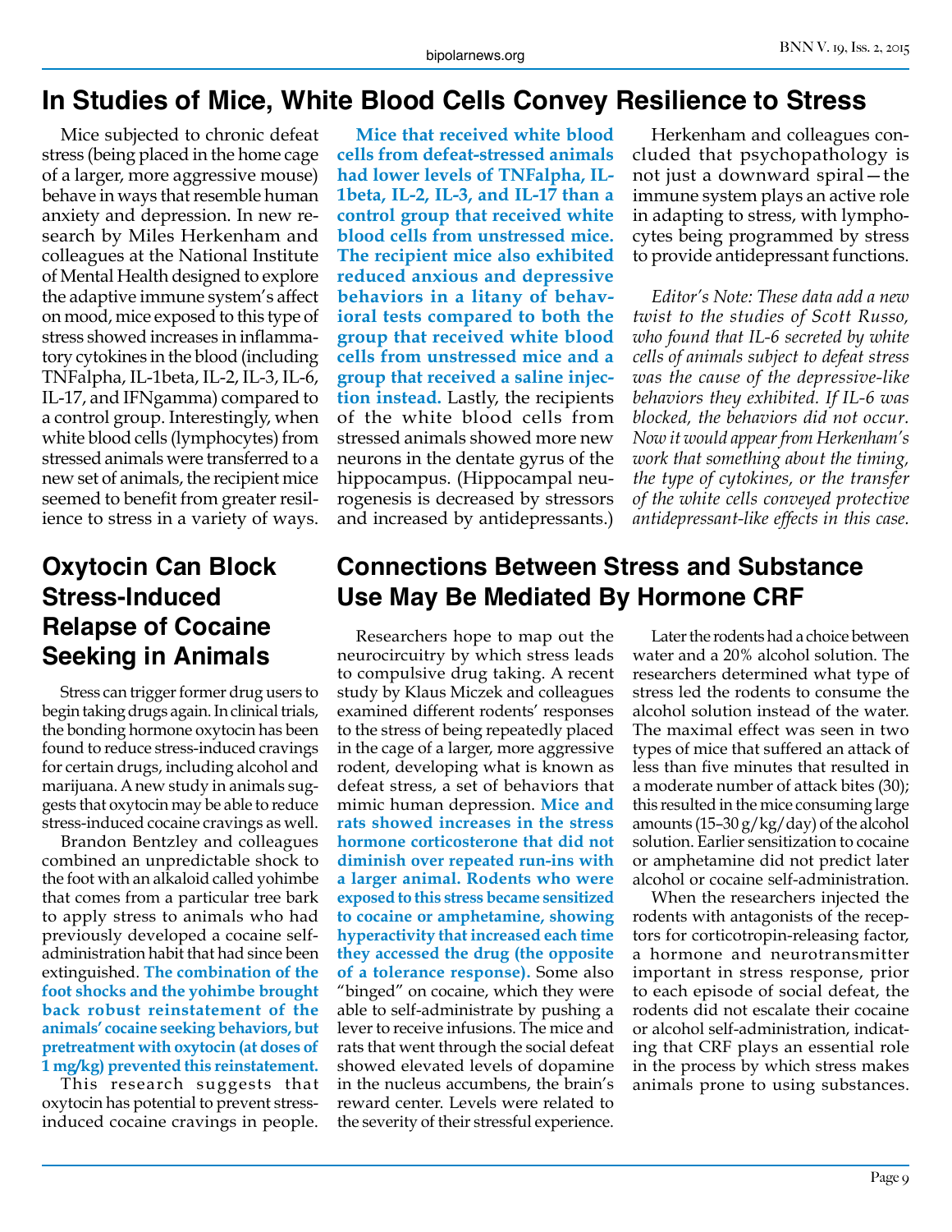## In Studies of Mice, White Blood Cells Convey Resilience to Stress

Mice subjected to chronic defeat stress (being placed in the home cage of a larger, more aggressive mouse) behave in ways that resemble human anxiety and depression. In new research by Miles Herkenham and colleagues at the National Institute of Mental Health designed to explore the adaptive immune system's affect on mood, mice exposed to this type of stress showed increases in inflammatory cytokines in the blood (including TNFalpha, IL-1beta, IL-2, IL-3, IL-6, IL-17, and IFNgamma) compared to a control group. Interestingly, when white blood cells (lymphocytes) from stressed animals were transferred to a new set of animals, the recipient mice seemed to benefit from greater resilience to stress in a variety of ways.

**Mice that received white blood cells from defeat-stressed animals had lower levels of TNFalpha, IL-1beta, IL-2, IL-3, and IL-17 than a control group that received white blood cells from unstressed mice. The recipient mice also exhibited reduced anxious and depressive behaviors in a litany of behavioral tests compared to both the group that received white blood cells from unstressed mice and a group that received a saline injection instead.** Lastly, the recipients of the white blood cells from stressed animals showed more new neurons in the dentate gyrus of the hippocampus. (Hippocampal neurogenesis is decreased by stressors and increased by antidepressants.)

Herkenham and colleagues concluded that psychopathology is not just a downward spiral—the immune system plays an active role in adapting to stress, with lymphocytes being programmed by stress to provide antidepressant functions.

*Editor's Note: These data add a new twist to the studies of Scott Russo, who found that IL-6 secreted by white cells of animals subject to defeat stress was the cause of the depressive-like behaviors they exhibited. If IL-6 was blocked, the behaviors did not occur. Now it would appear from Herkenham's work that something about the timing, the type of cytokines, or the transfer of the white cells conveyed protective antidepressant-like effects in this case.*

## Oxytocin Can Block Stress-Induced Relapse of Cocaine Seeking in Animals

Stress can trigger former drug users to begin taking drugs again. In clinical trials, the bonding hormone oxytocin has been found to reduce stress-induced cravings for certain drugs, including alcohol and marijuana. A new study in animals suggests that oxytocin may be able to reduce stress-induced cocaine cravings as well.

Brandon Bentzley and colleagues combined an unpredictable shock to the foot with an alkaloid called yohimbe that comes from a particular tree bark to apply stress to animals who had previously developed a cocaine self-administration habit that had since been extinguished. **The combination of the foot shocks and the yohimbe brought back robust reinstatement of the animals' cocaine seeking behaviors, but pretreatment with oxytocin (at doses of 1 mg/kg) prevented this reinstatement.**

This research suggests that oxytocin has potential to prevent stress-induced cocaine cravings in people.

## Connections Between Stress and Substance Use May Be Mediated By Hormone CRF

Researchers hope to map out the neurocircuitry by which stress leads to compulsive drug taking. A recent study by Klaus Miczek and colleagues examined different rodents' responses to the stress of being repeatedly placed in the cage of a larger, more aggressive rodent, developing what is known as defeat stress, a set of behaviors that mimic human depression. **Mice and rats showed increases in the stress hormone corticosterone that did not diminish over repeated run-ins with a larger animal. Rodents who were exposed to this stress became sensitized to cocaine or amphetamine, showing hyperactivity that increased each time they accessed the drug (the opposite of a tolerance response).** Some also "binged" on cocaine, which they were able to self-administrate by pushing a lever to receive infusions. The mice and rats that went through the social defeat showed elevated levels of dopamine in the nucleus accumbens, the brain's reward center. Levels were related to the severity of their stressful experience.

Later the rodents had a choice between water and a 20% alcohol solution. The researchers determined what type of stress led the rodents to consume the alcohol solution instead of the water. The maximal effect was seen in two types of mice that suffered an attack of less than five minutes that resulted in a moderate number of attack bites (30); this resulted in the mice consuming large amounts (15–30 g/kg/day) of the alcohol solution. Earlier sensitization to cocaine or amphetamine did not predict later alcohol or cocaine self-administration.

When the researchers injected the rodents with antagonists of the receptors for corticotropin-releasing factor, a hormone and neurotransmitter important in stress response, prior to each episode of social defeat, the rodents did not escalate their cocaine or alcohol self-administration, indicating that CRF plays an essential role in the process by which stress makes animals prone to using substances.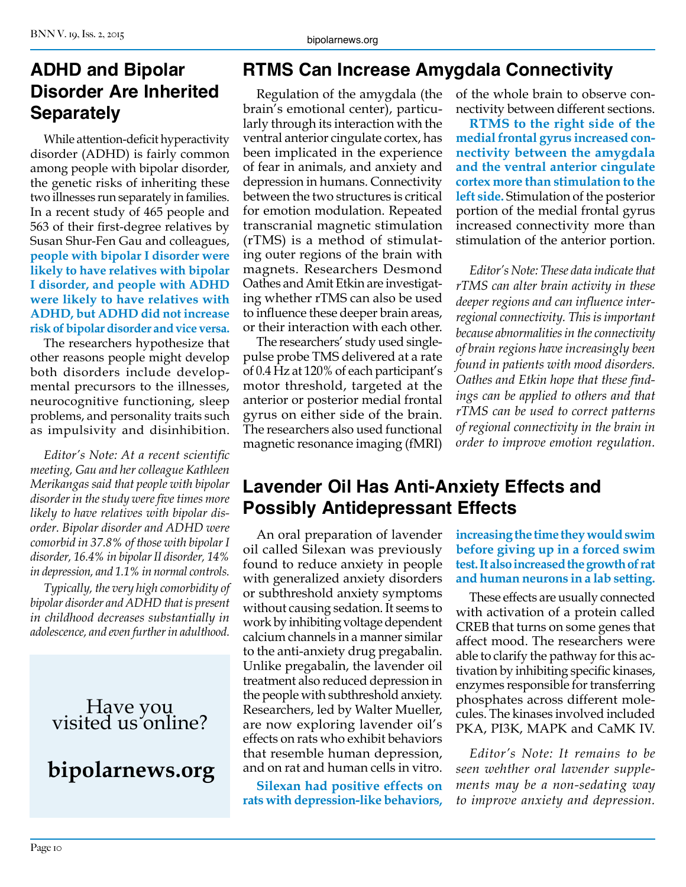## ADHD and Bipolar Disorder Are Inherited Separately

While attention-deficit hyperactivity disorder (ADHD) is fairly common among people with bipolar disorder, the genetic risks of inheriting these two illnesses run separately in families. In a recent study of 465 people and 563 of their first-degree relatives by Susan Shur-Fen Gau and colleagues, **people with bipolar I disorder were likely to have relatives with bipolar I disorder, and people with ADHD were likely to have relatives with ADHD, but ADHD did not increase risk of bipolar disorder and vice versa.**

The researchers hypothesize that other reasons people might develop both disorders include developmental precursors to the illnesses, neurocognitive functioning, sleep problems, and personality traits such as impulsivity and disinhibition.

*Editor's Note: At a recent scientific meeting, Gau and her colleague Kathleen Merikangas said that people with bipolar disorder in the study were five times more likely to have relatives with bipolar disorder. Bipolar disorder and ADHD were comorbid in 37.8% of those with bipolar I disorder, 16.4% in bipolar II disorder, 14% in depression, and 1.1% in normal controls.*

*Typically, the very high comorbidity of bipolar disorder and ADHD that is present in childhood decreases substantially in adolescence, and even further in adulthood.*

Have you visited us online?

**bipolarnews.org**

## RTMS Can Increase Amygdala Connectivity

Regulation of the amygdala (the brain's emotional center), particularly through its interaction with the ventral anterior cingulate cortex, has been implicated in the experience of fear in animals, and anxiety and depression in humans. Connectivity between the two structures is critical for emotion modulation. Repeated transcranial magnetic stimulation (rTMS) is a method of stimulating outer regions of the brain with magnets. Researchers Desmond Oathes and Amit Etkin are investigating whether rTMS can also be used to influence these deeper brain areas, or their interaction with each other.

The researchers' study used single-pulse probe TMS delivered at a rate of 0.4 Hz at 120% of each participant's motor threshold, targeted at the anterior or posterior medial frontal gyrus on either side of the brain. The researchers also used functional magnetic resonance imaging (fMRI) of the whole brain to observe connectivity between different sections.

**RTMS to the right side of the medial frontal gyrus increased connectivity between the amygdala and the ventral anterior cingulate cortex more than stimulation to the left side.** Stimulation of the posterior portion of the medial frontal gyrus increased connectivity more than stimulation of the anterior portion.

*Editor's Note: These data indicate that rTMS can alter brain activity in these deeper regions and can influence inter-regional connectivity. This is important because abnormalities in the connectivity of brain regions have increasingly been found in patients with mood disorders. Oathes and Etkin hope that these findings can be applied to others and that rTMS can be used to correct patterns of regional connectivity in the brain in order to improve emotion regulation.*

## Lavender Oil Has Anti-Anxiety Effects and Possibly Antidepressant Effects

An oral preparation of lavender oil called Silexan was previously found to reduce anxiety in people with generalized anxiety disorders or subthreshold anxiety symptoms without causing sedation. It seems to work by inhibiting voltage dependent calcium channels in a manner similar to the anti-anxiety drug pregabalin. Unlike pregabalin, the lavender oil treatment also reduced depression in the people with subthreshold anxiety. Researchers, led by Walter Mueller, are now exploring lavender oil's effects on rats who exhibit behaviors that resemble human depression, and on rat and human cells in vitro.

**Silexan had positive effects on rats with depression-like behaviors, increasing the time they would swim before giving up in a forced swim test. It also increased the growth of rat and human neurons in a lab setting.**

These effects are usually connected with activation of a protein called CREB that turns on some genes that affect mood. The researchers were able to clarify the pathway for this activation by inhibiting specific kinases, enzymes responsible for transferring phosphates across different molecules. The kinases involved included PKA, PI3K, MAPK and CaMK IV.

*Editor's Note: It remains to be seen wehther oral lavender supplements may be a non-sedating way to improve anxiety and depression.*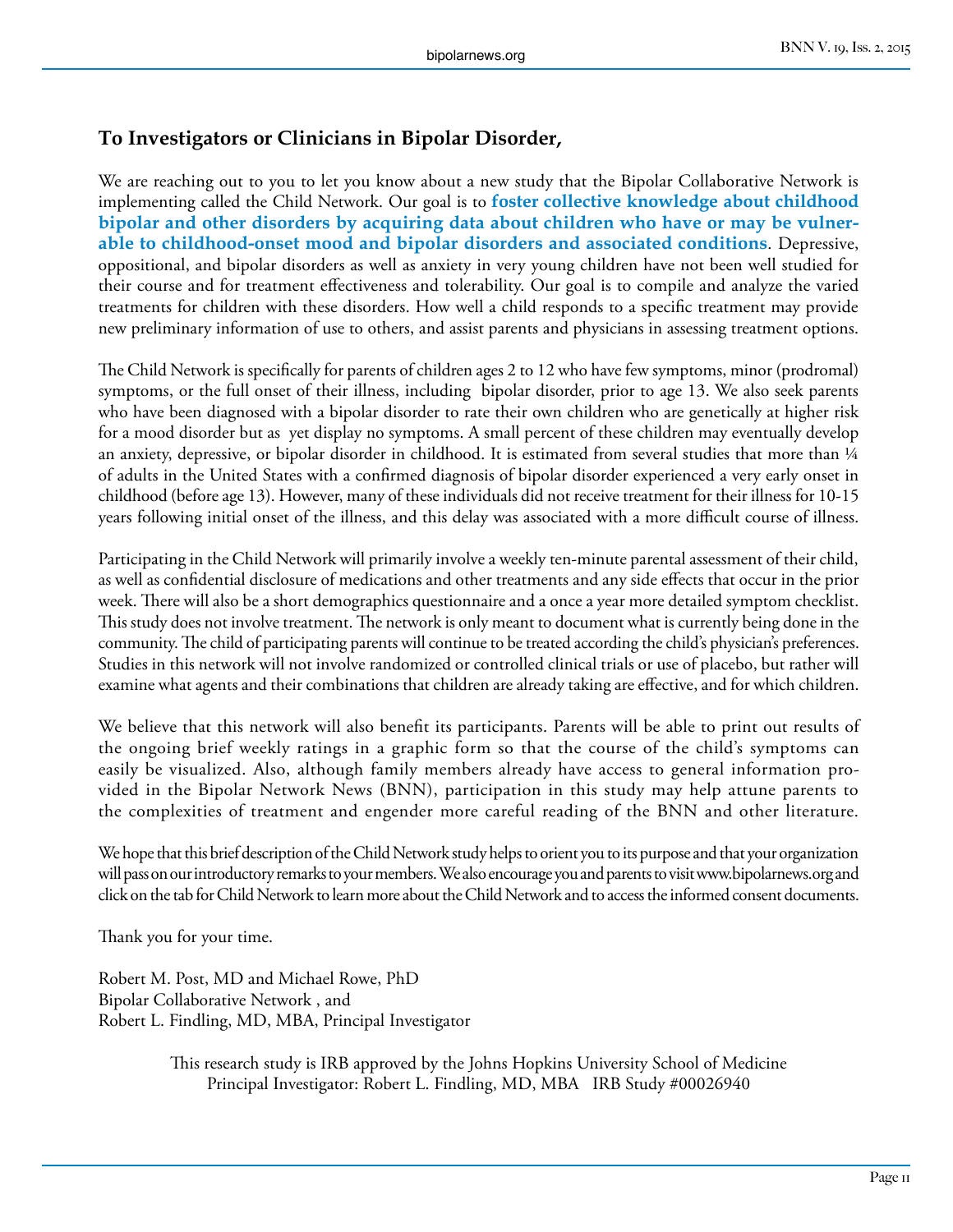## To Investigators or Clinicians in Bipolar Disorder,

We are reaching out to you to let you know about a new study that the Bipolar Collaborative Network is implementing called the Child Network. Our goal is to **foster collective knowledge about childhood bipolar and other disorders by acquiring data about children who have or may be vulnerable to childhood-onset mood and bipolar disorders and associated conditions**. Depressive, oppositional, and bipolar disorders as well as anxiety in very young children have not been well studied for their course and for treatment effectiveness and tolerability. Our goal is to compile and analyze the varied treatments for children with these disorders. How well a child responds to a specific treatment may provide new preliminary information of use to others, and assist parents and physicians in assessing treatment options.

The Child Network is specifically for parents of children ages 2 to 12 who have few symptoms, minor (prodromal) symptoms, or the full onset of their illness, including bipolar disorder, prior to age 13. We also seek parents who have been diagnosed with a bipolar disorder to rate their own children who are genetically at higher risk for a mood disorder but as yet display no symptoms. A small percent of these children may eventually develop an anxiety, depressive, or bipolar disorder in childhood. It is estimated from several studies that more than ¼ of adults in the United States with a confirmed diagnosis of bipolar disorder experienced a very early onset in childhood (before age 13). However, many of these individuals did not receive treatment for their illness for 10-15 years following initial onset of the illness, and this delay was associated with a more difficult course of illness.

Participating in the Child Network will primarily involve a weekly ten-minute parental assessment of their child, as well as confidential disclosure of medications and other treatments and any side effects that occur in the prior week. There will also be a short demographics questionnaire and a once a year more detailed symptom checklist. This study does not involve treatment. The network is only meant to document what is currently being done in the community. The child of participating parents will continue to be treated according the child's physician's preferences. Studies in this network will not involve randomized or controlled clinical trials or use of placebo, but rather will examine what agents and their combinations that children are already taking are effective, and for which children.

We believe that this network will also benefit its participants. Parents will be able to print out results of the ongoing brief weekly ratings in a graphic form so that the course of the child's symptoms can easily be visualized. Also, although family members already have access to general information provided in the Bipolar Network News (BNN), participation in this study may help attune parents to the complexities of treatment and engender more careful reading of the BNN and other literature.

We hope that this brief description of the Child Network study helps to orient you to its purpose and that your organization will pass on our introductory remarks to your members. We also encourage you and parents to visit www.bipolarnews.org and click on the tab for Child Network to learn more about the Child Network and to access the informed consent documents.

Thank you for your time.

Robert M. Post, MD and Michael Rowe, PhD
Bipolar Collaborative Network , and
Robert L. Findling, MD, MBA, Principal Investigator

This research study is IRB approved by the Johns Hopkins University School of Medicine
Principal Investigator: Robert L. Findling, MD, MBA IRB Study #00026940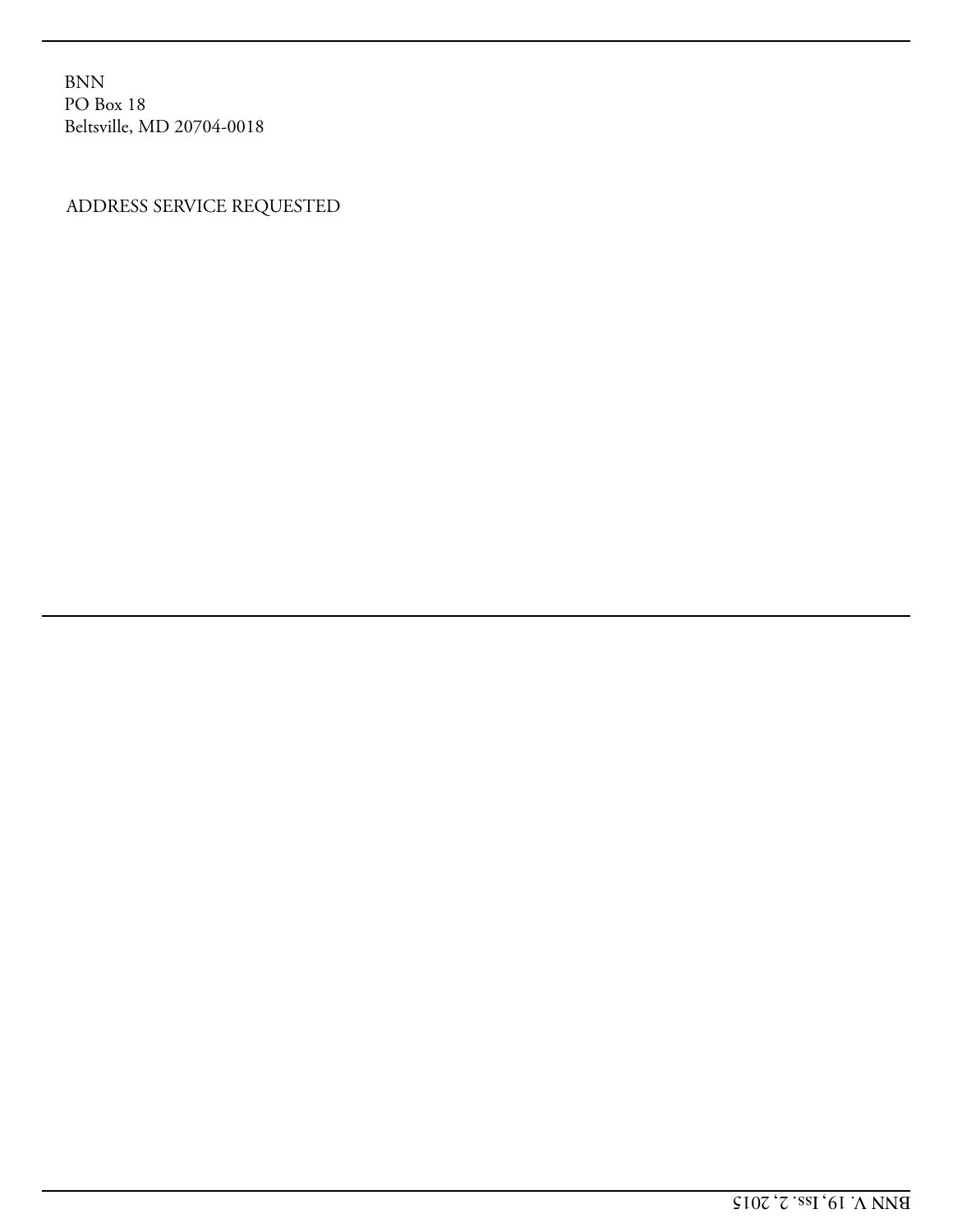BNN
PO Box 18
Beltsville, MD 20704-0018

ADDRESS SERVICE REQUESTED